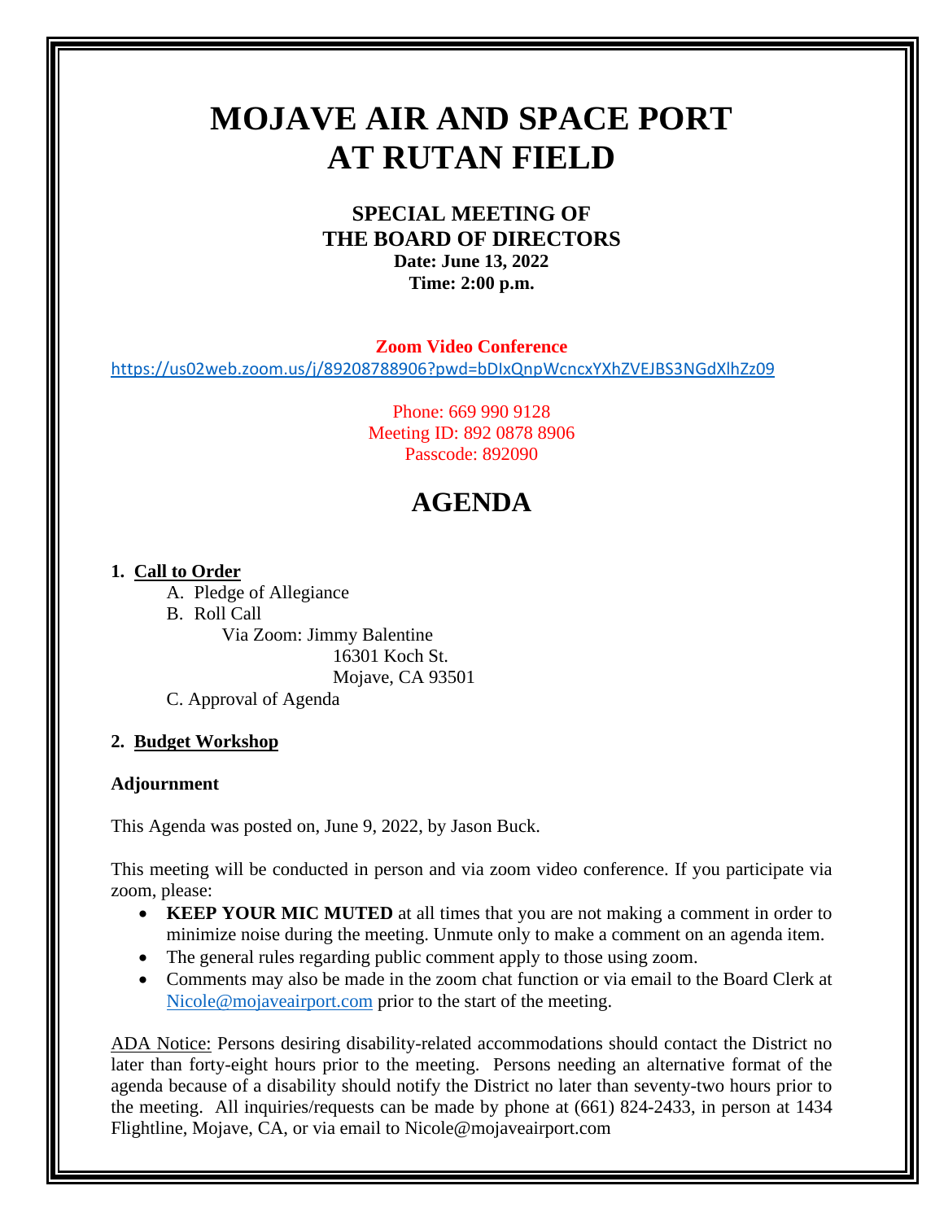# MOJAVE AIR AND SPACE PORT AT RUTAN FIELD

## SPECIAL MEETING OF THE BOARD OF DIRECTORS

**Date: June 13, 2022**
**Time: 2:00 p.m.**

**Zoom Video Conference**
https://us02web.zoom.us/j/89208788906?pwd=bDIxQnpWcncxYXhZVEJBS3NGdXlhZz09

Phone: 669 990 9128
Meeting ID: 892 0878 8906
Passcode: 892090

# AGENDA

**1. Call to Order**

A. Pledge of Allegiance

B. Roll Call

Via Zoom: Jimmy Balentine
16301 Koch St.
Mojave, CA 93501

C. Approval of Agenda

**2. Budget Workshop**

**Adjournment**

This Agenda was posted on, June 9, 2022, by Jason Buck.

This meeting will be conducted in person and via zoom video conference. If you participate via zoom, please:

- **KEEP YOUR MIC MUTED** at all times that you are not making a comment in order to minimize noise during the meeting. Unmute only to make a comment on an agenda item.
- The general rules regarding public comment apply to those using zoom.
- Comments may also be made in the zoom chat function or via email to the Board Clerk at Nicole@mojaveairport.com prior to the start of the meeting.

ADA Notice: Persons desiring disability-related accommodations should contact the District no later than forty-eight hours prior to the meeting. Persons needing an alternative format of the agenda because of a disability should notify the District no later than seventy-two hours prior to the meeting. All inquiries/requests can be made by phone at (661) 824-2433, in person at 1434 Flightline, Mojave, CA, or via email to Nicole@mojaveairport.com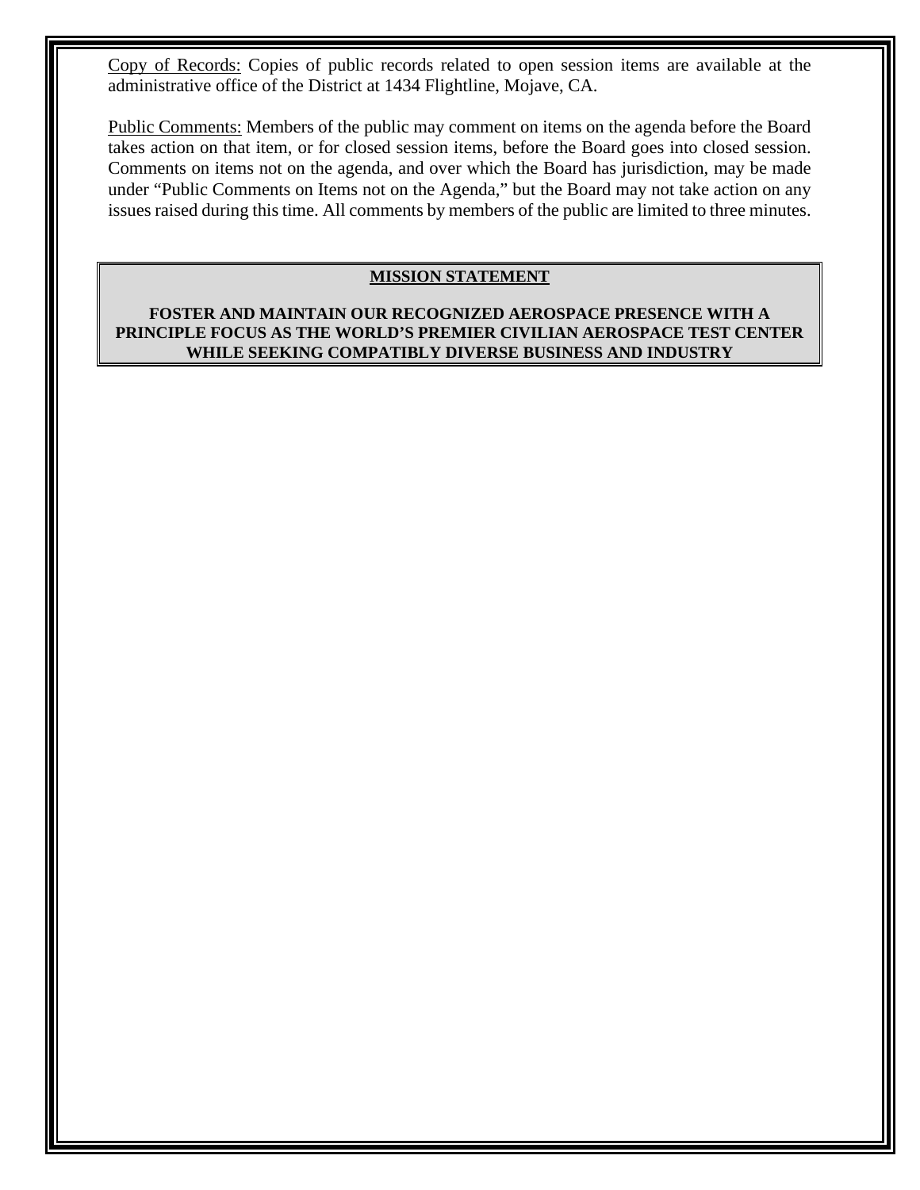<u>Copy of Records:</u> Copies of public records related to open session items are available at the administrative office of the District at 1434 Flightline, Mojave, CA.

<u>Public Comments:</u> Members of the public may comment on items on the agenda before the Board takes action on that item, or for closed session items, before the Board goes into closed session. Comments on items not on the agenda, and over which the Board has jurisdiction, may be made under "Public Comments on Items not on the Agenda," but the Board may not take action on any issues raised during this time. All comments by members of the public are limited to three minutes.

**MISSION STATEMENT**

**FOSTER AND MAINTAIN OUR RECOGNIZED AEROSPACE PRESENCE WITH A PRINCIPLE FOCUS AS THE WORLD'S PREMIER CIVILIAN AEROSPACE TEST CENTER WHILE SEEKING COMPATIBLY DIVERSE BUSINESS AND INDUSTRY**